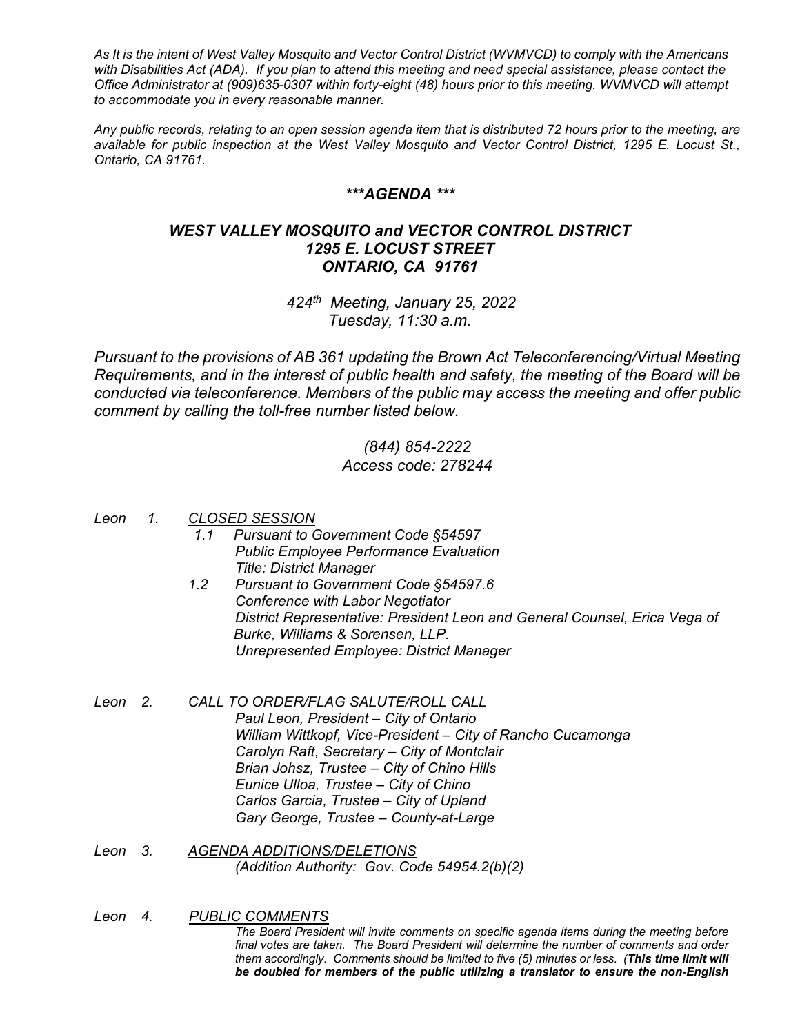*As It is the intent of West Valley Mosquito and Vector Control District (WVMVCD) to comply with the Americans with Disabilities Act (ADA). If you plan to attend this meeting and need special assistance, please contact the Office Administrator at (909)635-0307 within forty-eight (48) hours prior to this meeting. WVMVCD will attempt to accommodate you in every reasonable manner.*

*Any public records, relating to an open session agenda item that is distributed 72 hours prior to the meeting, are available for public inspection at the West Valley Mosquito and Vector Control District, 1295 E. Locust St., Ontario, CA 91761.*

## ***\*\*\*AGENDA \*\*\****

## ***WEST VALLEY MOSQUITO and VECTOR CONTROL DISTRICT***
## ***1295 E. LOCUST STREET***
## ***ONTARIO, CA 91761***

*424th Meeting, January 25, 2022*
*Tuesday, 11:30 a.m.*

*Pursuant to the provisions of AB 361 updating the Brown Act Teleconferencing/Virtual Meeting Requirements, and in the interest of public health and safety, the meeting of the Board will be conducted via teleconference. Members of the public may access the meeting and offer public comment by calling the toll-free number listed below.*

*(844) 854-2222*
*Access code: 278244*

*Leon 1. CLOSED SESSION*

- *1.1 Pursuant to Government Code §54597*
  *Public Employee Performance Evaluation*
  *Title: District Manager*
- *1.2 Pursuant to Government Code §54597.6*
  *Conference with Labor Negotiator*
  *District Representative: President Leon and General Counsel, Erica Vega of Burke, Williams & Sorensen, LLP.*
  *Unrepresented Employee: District Manager*

*Leon 2. CALL TO ORDER/FLAG SALUTE/ROLL CALL*

*Paul Leon, President – City of Ontario*
*William Wittkopf, Vice-President – City of Rancho Cucamonga*
*Carolyn Raft, Secretary – City of Montclair*
*Brian Johsz, Trustee – City of Chino Hills*
*Eunice Ulloa, Trustee – City of Chino*
*Carlos Garcia, Trustee – City of Upland*
*Gary George, Trustee – County-at-Large*

*Leon 3. AGENDA ADDITIONS/DELETIONS*

*(Addition Authority: Gov. Code 54954.2(b)(2)*

*Leon 4. PUBLIC COMMENTS*

*The Board President will invite comments on specific agenda items during the meeting before final votes are taken. The Board President will determine the number of comments and order them accordingly. Comments should be limited to five (5) minutes or less. (**This time limit will be doubled for members of the public utilizing a translator to ensure the non-English***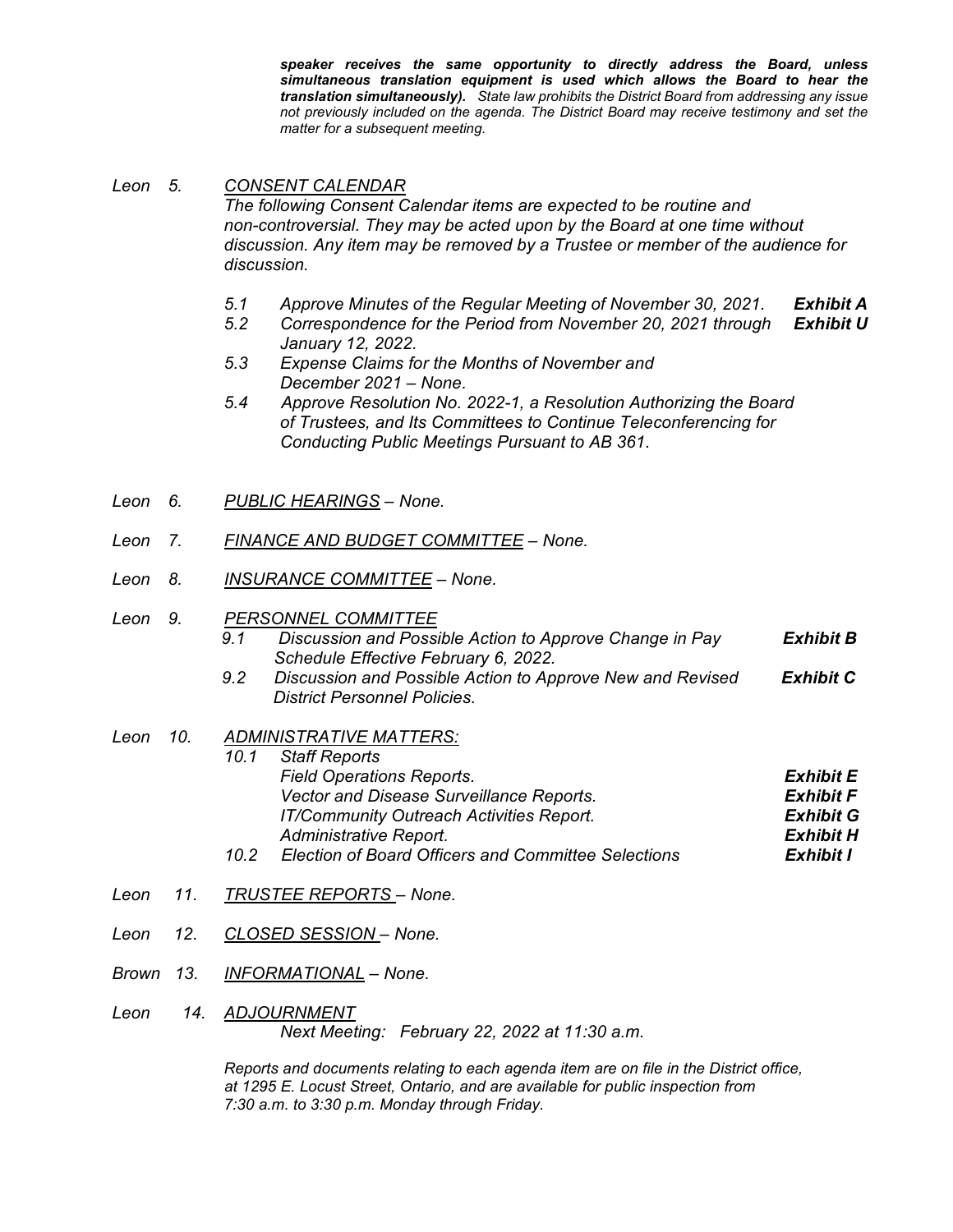***speaker receives the same opportunity to directly address the Board, unless simultaneous translation equipment is used which allows the Board to hear the translation simultaneously).*** *State law prohibits the District Board from addressing any issue not previously included on the agenda. The District Board may receive testimony and set the matter for a subsequent meeting.*

*Leon* *5.* *CONSENT CALENDAR*

*The following Consent Calendar items are expected to be routine and non-controversial. They may be acted upon by the Board at one time without discussion. Any item may be removed by a Trustee or member of the audience for discussion.*

- *5.1 Approve Minutes of the Regular Meeting of November 30, 2021.* ***Exhibit A***
- *5.2 Correspondence for the Period from November 20, 2021 through January 12, 2022.* ***Exhibit U***
- *5.3 Expense Claims for the Months of November and December 2021 – None.*
- *5.4 Approve Resolution No. 2022-1, a Resolution Authorizing the Board of Trustees, and Its Committees to Continue Teleconferencing for Conducting Public Meetings Pursuant to AB 361.*

*Leon* *6.* *PUBLIC HEARINGS – None.*

*Leon* *7.* *FINANCE AND BUDGET COMMITTEE – None.*

*Leon* *8.* *INSURANCE COMMITTEE – None.*

*Leon* *9.* *PERSONNEL COMMITTEE*

- *9.1 Discussion and Possible Action to Approve Change in Pay Schedule Effective February 6, 2022.* ***Exhibit B***
- *9.2 Discussion and Possible Action to Approve New and Revised District Personnel Policies.* ***Exhibit C***

*Leon* *10.* *ADMINISTRATIVE MATTERS:*

- *10.1 Staff Reports*
  - *Field Operations Reports.* ***Exhibit E***
  - *Vector and Disease Surveillance Reports.* ***Exhibit F***
  - *IT/Community Outreach Activities Report.* ***Exhibit G***
  - *Administrative Report.* ***Exhibit H***
- *10.2 Election of Board Officers and Committee Selections* ***Exhibit I***

*Leon* *11.* *TRUSTEE REPORTS – None.*

*Leon* *12.* *CLOSED SESSION – None.*

*Brown* *13.* *INFORMATIONAL – None.*

*Leon* *14.* *ADJOURNMENT*

*Next Meeting: February 22, 2022 at 11:30 a.m.*

*Reports and documents relating to each agenda item are on file in the District office, at 1295 E. Locust Street, Ontario, and are available for public inspection from 7:30 a.m. to 3:30 p.m. Monday through Friday.*